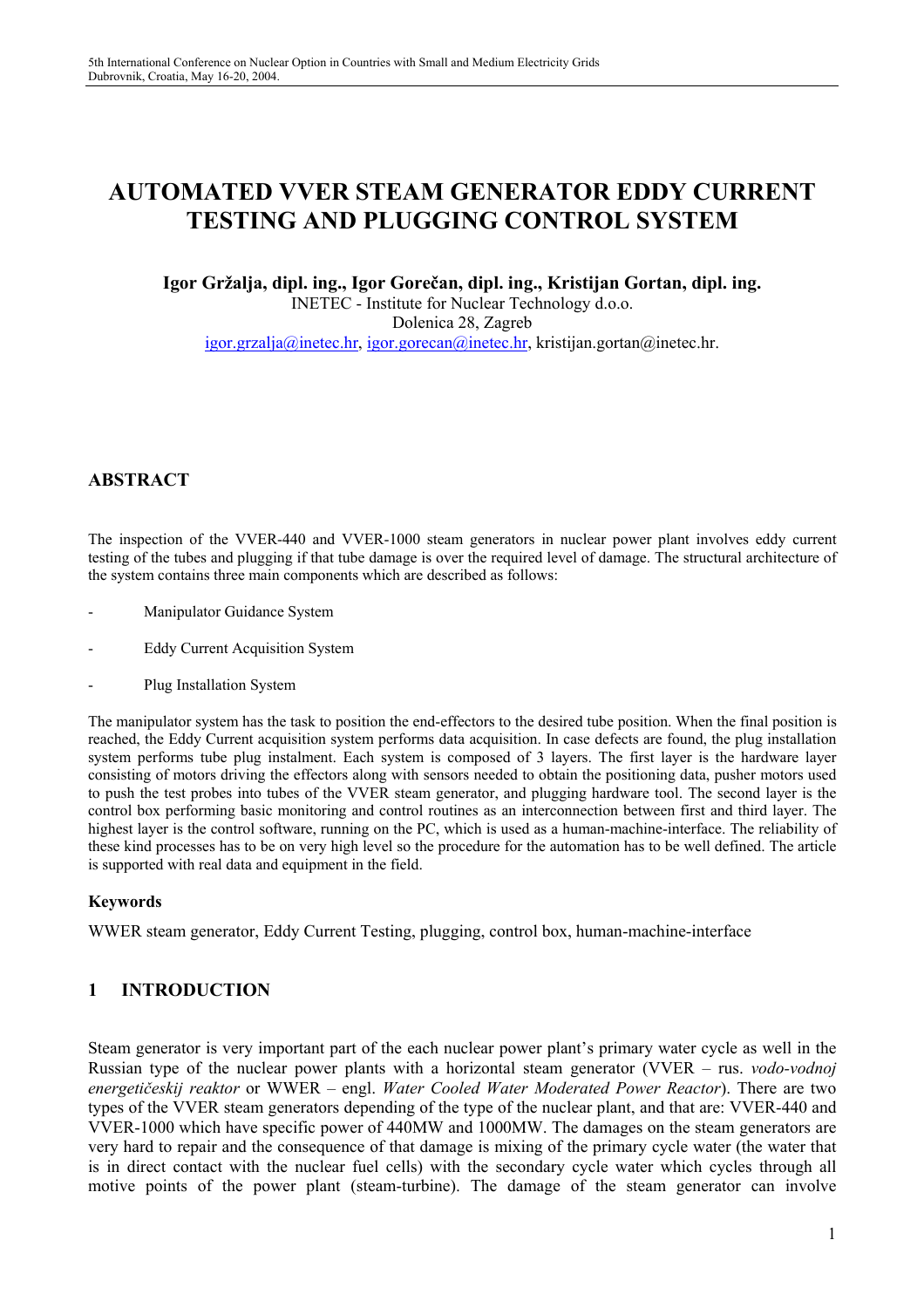# AUTOMATED VVER STEAM GENERATOR EDDY CURRENT TESTING AND PLUGGING CONTROL SYSTEM

**Igor Gržalja, dipl. ing., Igor Gorečan, dipl. ing., Kristijan Gortan, dipl. ing.**

INETEC - Institute for Nuclear Technology d.o.o.
Dolenica 28, Zagreb
igor.grzalja@inetec.hr, igor.gorecan@inetec.hr, kristijan.gortan@inetec.hr.

## ABSTRACT

The inspection of the VVER-440 and VVER-1000 steam generators in nuclear power plant involves eddy current testing of the tubes and plugging if that tube damage is over the required level of damage. The structural architecture of the system contains three main components which are described as follows:

- Manipulator Guidance System
- Eddy Current Acquisition System
- Plug Installation System

The manipulator system has the task to position the end-effectors to the desired tube position. When the final position is reached, the Eddy Current acquisition system performs data acquisition. In case defects are found, the plug installation system performs tube plug instalment. Each system is composed of 3 layers. The first layer is the hardware layer consisting of motors driving the effectors along with sensors needed to obtain the positioning data, pusher motors used to push the test probes into tubes of the VVER steam generator, and plugging hardware tool. The second layer is the control box performing basic monitoring and control routines as an interconnection between first and third layer. The highest layer is the control software, running on the PC, which is used as a human-machine-interface. The reliability of these kind processes has to be on very high level so the procedure for the automation has to be well defined. The article is supported with real data and equipment in the field.

### Keywords

WWER steam generator, Eddy Current Testing, plugging, control box, human-machine-interface

## 1 INTRODUCTION

Steam generator is very important part of the each nuclear power plant's primary water cycle as well in the Russian type of the nuclear power plants with a horizontal steam generator (VVER – rus. *vodo-vodnoj energetičeskij reaktor* or WWER – engl. *Water Cooled Water Moderated Power Reactor*). There are two types of the VVER steam generators depending of the type of the nuclear plant, and that are: VVER-440 and VVER-1000 which have specific power of 440MW and 1000MW. The damages on the steam generators are very hard to repair and the consequence of that damage is mixing of the primary cycle water (the water that is in direct contact with the nuclear fuel cells) with the secondary cycle water which cycles through all motive points of the power plant (steam-turbine). The damage of the steam generator can involve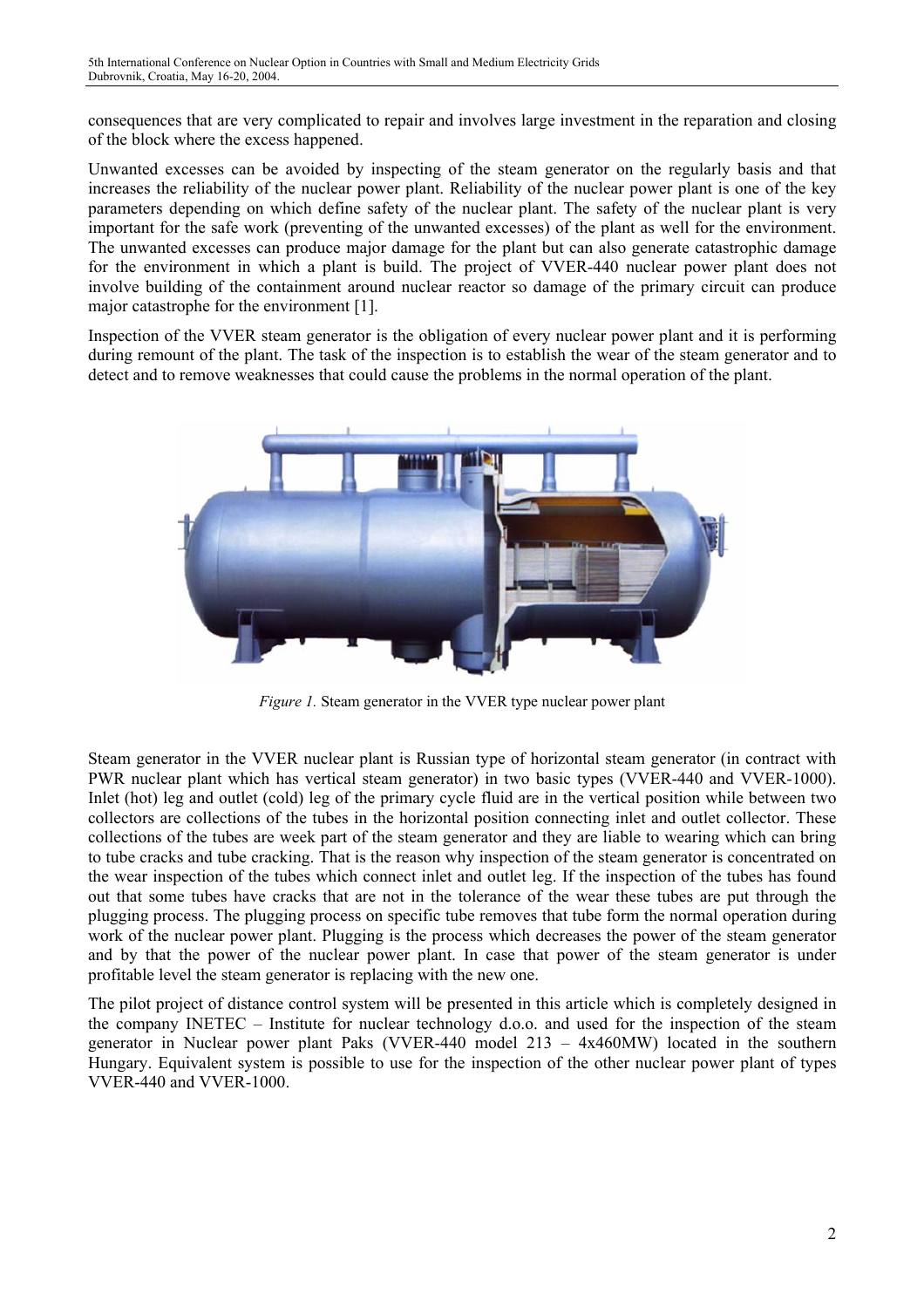consequences that are very complicated to repair and involves large investment in the reparation and closing of the block where the excess happened.

Unwanted excesses can be avoided by inspecting of the steam generator on the regularly basis and that increases the reliability of the nuclear power plant. Reliability of the nuclear power plant is one of the key parameters depending on which define safety of the nuclear plant. The safety of the nuclear plant is very important for the safe work (preventing of the unwanted excesses) of the plant as well for the environment. The unwanted excesses can produce major damage for the plant but can also generate catastrophic damage for the environment in which a plant is build. The project of VVER-440 nuclear power plant does not involve building of the containment around nuclear reactor so damage of the primary circuit can produce major catastrophe for the environment [1].

Inspection of the VVER steam generator is the obligation of every nuclear power plant and it is performing during remount of the plant. The task of the inspection is to establish the wear of the steam generator and to detect and to remove weaknesses that could cause the problems in the normal operation of the plant.

*Figure 1.* Steam generator in the VVER type nuclear power plant

Steam generator in the VVER nuclear plant is Russian type of horizontal steam generator (in contract with PWR nuclear plant which has vertical steam generator) in two basic types (VVER-440 and VVER-1000). Inlet (hot) leg and outlet (cold) leg of the primary cycle fluid are in the vertical position while between two collectors are collections of the tubes in the horizontal position connecting inlet and outlet collector. These collections of the tubes are week part of the steam generator and they are liable to wearing which can bring to tube cracks and tube cracking. That is the reason why inspection of the steam generator is concentrated on the wear inspection of the tubes which connect inlet and outlet leg. If the inspection of the tubes has found out that some tubes have cracks that are not in the tolerance of the wear these tubes are put through the plugging process. The plugging process on specific tube removes that tube form the normal operation during work of the nuclear power plant. Plugging is the process which decreases the power of the steam generator and by that the power of the nuclear power plant. In case that power of the steam generator is under profitable level the steam generator is replacing with the new one.

The pilot project of distance control system will be presented in this article which is completely designed in the company INETEC – Institute for nuclear technology d.o.o. and used for the inspection of the steam generator in Nuclear power plant Paks (VVER-440 model 213 – 4x460MW) located in the southern Hungary. Equivalent system is possible to use for the inspection of the other nuclear power plant of types VVER-440 and VVER-1000.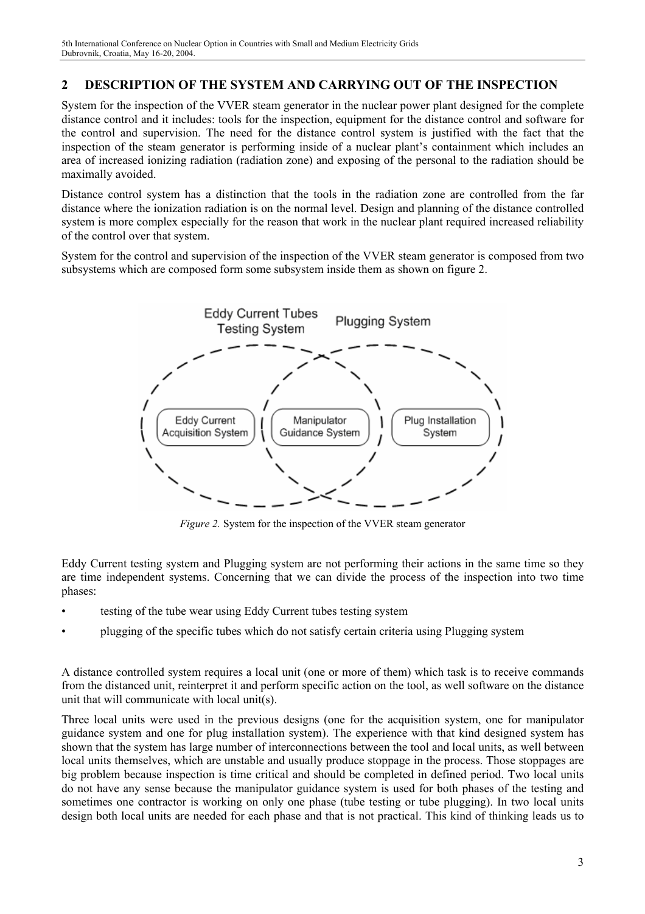## 2 DESCRIPTION OF THE SYSTEM AND CARRYING OUT OF THE INSPECTION

System for the inspection of the VVER steam generator in the nuclear power plant designed for the complete distance control and it includes: tools for the inspection, equipment for the distance control and software for the control and supervision. The need for the distance control system is justified with the fact that the inspection of the steam generator is performing inside of a nuclear plant's containment which includes an area of increased ionizing radiation (radiation zone) and exposing of the personal to the radiation should be maximally avoided.

Distance control system has a distinction that the tools in the radiation zone are controlled from the far distance where the ionization radiation is on the normal level. Design and planning of the distance controlled system is more complex especially for the reason that work in the nuclear plant required increased reliability of the control over that system.

System for the control and supervision of the inspection of the VVER steam generator is composed from two subsystems which are composed form some subsystem inside them as shown on figure 2.

*Figure 2.* System for the inspection of the VVER steam generator

Eddy Current testing system and Plugging system are not performing their actions in the same time so they are time independent systems. Concerning that we can divide the process of the inspection into two time phases:

- testing of the tube wear using Eddy Current tubes testing system
- plugging of the specific tubes which do not satisfy certain criteria using Plugging system

A distance controlled system requires a local unit (one or more of them) which task is to receive commands from the distanced unit, reinterpret it and perform specific action on the tool, as well software on the distance unit that will communicate with local unit(s).

Three local units were used in the previous designs (one for the acquisition system, one for manipulator guidance system and one for plug installation system). The experience with that kind designed system has shown that the system has large number of interconnections between the tool and local units, as well between local units themselves, which are unstable and usually produce stoppage in the process. Those stoppages are big problem because inspection is time critical and should be completed in defined period. Two local units do not have any sense because the manipulator guidance system is used for both phases of the testing and sometimes one contractor is working on only one phase (tube testing or tube plugging). In two local units design both local units are needed for each phase and that is not practical. This kind of thinking leads us to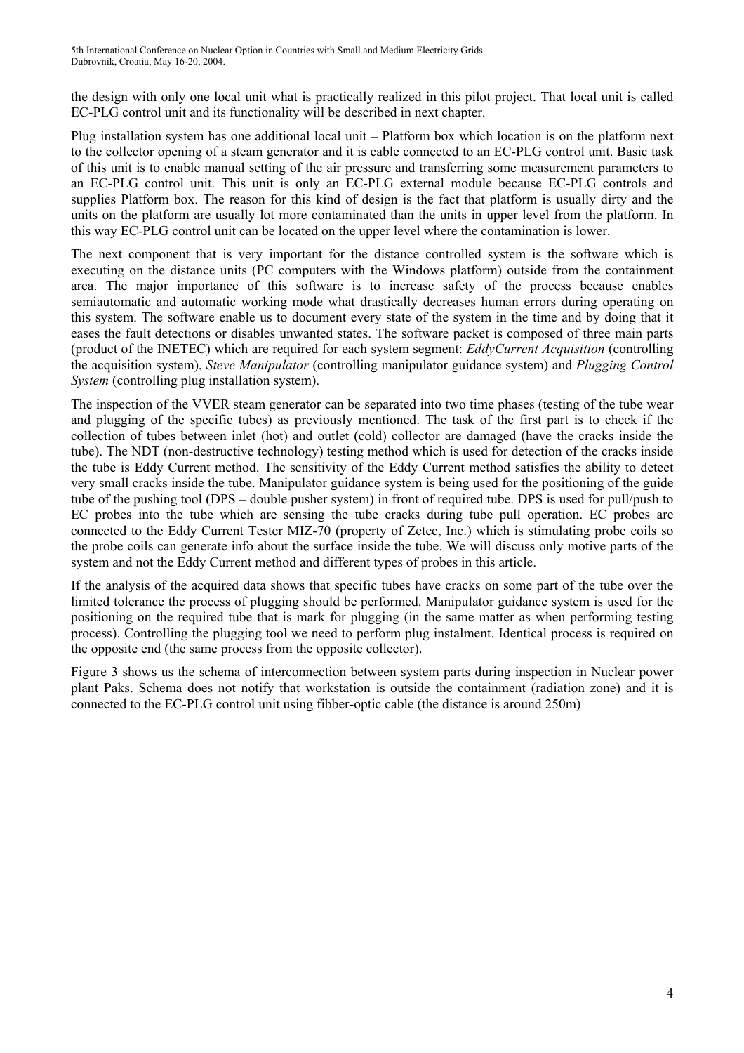the design with only one local unit what is practically realized in this pilot project. That local unit is called EC-PLG control unit and its functionality will be described in next chapter.

Plug installation system has one additional local unit – Platform box which location is on the platform next to the collector opening of a steam generator and it is cable connected to an EC-PLG control unit. Basic task of this unit is to enable manual setting of the air pressure and transferring some measurement parameters to an EC-PLG control unit. This unit is only an EC-PLG external module because EC-PLG controls and supplies Platform box. The reason for this kind of design is the fact that platform is usually dirty and the units on the platform are usually lot more contaminated than the units in upper level from the platform. In this way EC-PLG control unit can be located on the upper level where the contamination is lower.

The next component that is very important for the distance controlled system is the software which is executing on the distance units (PC computers with the Windows platform) outside from the containment area. The major importance of this software is to increase safety of the process because enables semiautomatic and automatic working mode what drastically decreases human errors during operating on this system. The software enable us to document every state of the system in the time and by doing that it eases the fault detections or disables unwanted states. The software packet is composed of three main parts (product of the INETEC) which are required for each system segment: *EddyCurrent Acquisition* (controlling the acquisition system), *Steve Manipulator* (controlling manipulator guidance system) and *Plugging Control System* (controlling plug installation system).

The inspection of the VVER steam generator can be separated into two time phases (testing of the tube wear and plugging of the specific tubes) as previously mentioned. The task of the first part is to check if the collection of tubes between inlet (hot) and outlet (cold) collector are damaged (have the cracks inside the tube). The NDT (non-destructive technology) testing method which is used for detection of the cracks inside the tube is Eddy Current method. The sensitivity of the Eddy Current method satisfies the ability to detect very small cracks inside the tube. Manipulator guidance system is being used for the positioning of the guide tube of the pushing tool (DPS – double pusher system) in front of required tube. DPS is used for pull/push to EC probes into the tube which are sensing the tube cracks during tube pull operation. EC probes are connected to the Eddy Current Tester MIZ-70 (property of Zetec, Inc.) which is stimulating probe coils so the probe coils can generate info about the surface inside the tube. We will discuss only motive parts of the system and not the Eddy Current method and different types of probes in this article.

If the analysis of the acquired data shows that specific tubes have cracks on some part of the tube over the limited tolerance the process of plugging should be performed. Manipulator guidance system is used for the positioning on the required tube that is mark for plugging (in the same matter as when performing testing process). Controlling the plugging tool we need to perform plug instalment. Identical process is required on the opposite end (the same process from the opposite collector).

Figure 3 shows us the schema of interconnection between system parts during inspection in Nuclear power plant Paks. Schema does not notify that workstation is outside the containment (radiation zone) and it is connected to the EC-PLG control unit using fibber-optic cable (the distance is around 250m)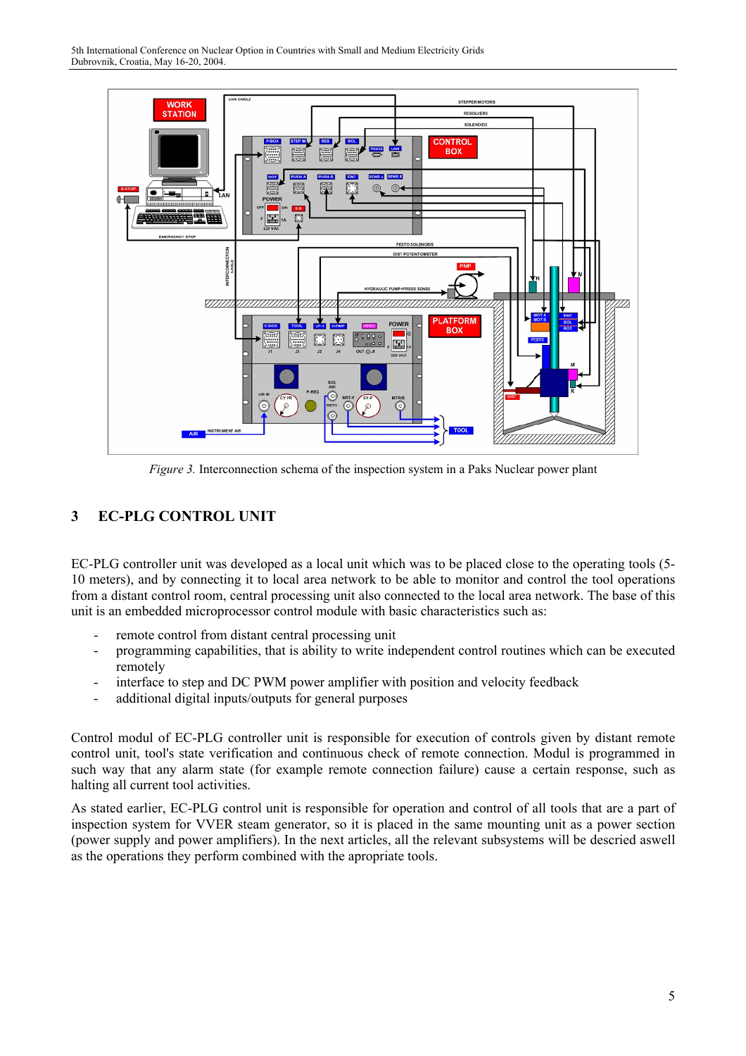*Figure 3.* Interconnection schema of the inspection system in a Paks Nuclear power plant

## 3 EC-PLG CONTROL UNIT

EC-PLG controller unit was developed as a local unit which was to be placed close to the operating tools (5-10 meters), and by connecting it to local area network to be able to monitor and control the tool operations from a distant control room, central processing unit also connected to the local area network. The base of this unit is an embedded microprocessor control module with basic characteristics such as:

- remote control from distant central processing unit
- programming capabilities, that is ability to write independent control routines which can be executed remotely
- interface to step and DC PWM power amplifier with position and velocity feedback
- additional digital inputs/outputs for general purposes

Control modul of EC-PLG controller unit is responsible for execution of controls given by distant remote control unit, tool's state verification and continuous check of remote connection. Modul is programmed in such way that any alarm state (for example remote connection failure) cause a certain response, such as halting all current tool activities.

As stated earlier, EC-PLG control unit is responsible for operation and control of all tools that are a part of inspection system for VVER steam generator, so it is placed in the same mounting unit as a power section (power supply and power amplifiers). In the next articles, all the relevant subsystems will be descried aswell as the operations they perform combined with the apropriate tools.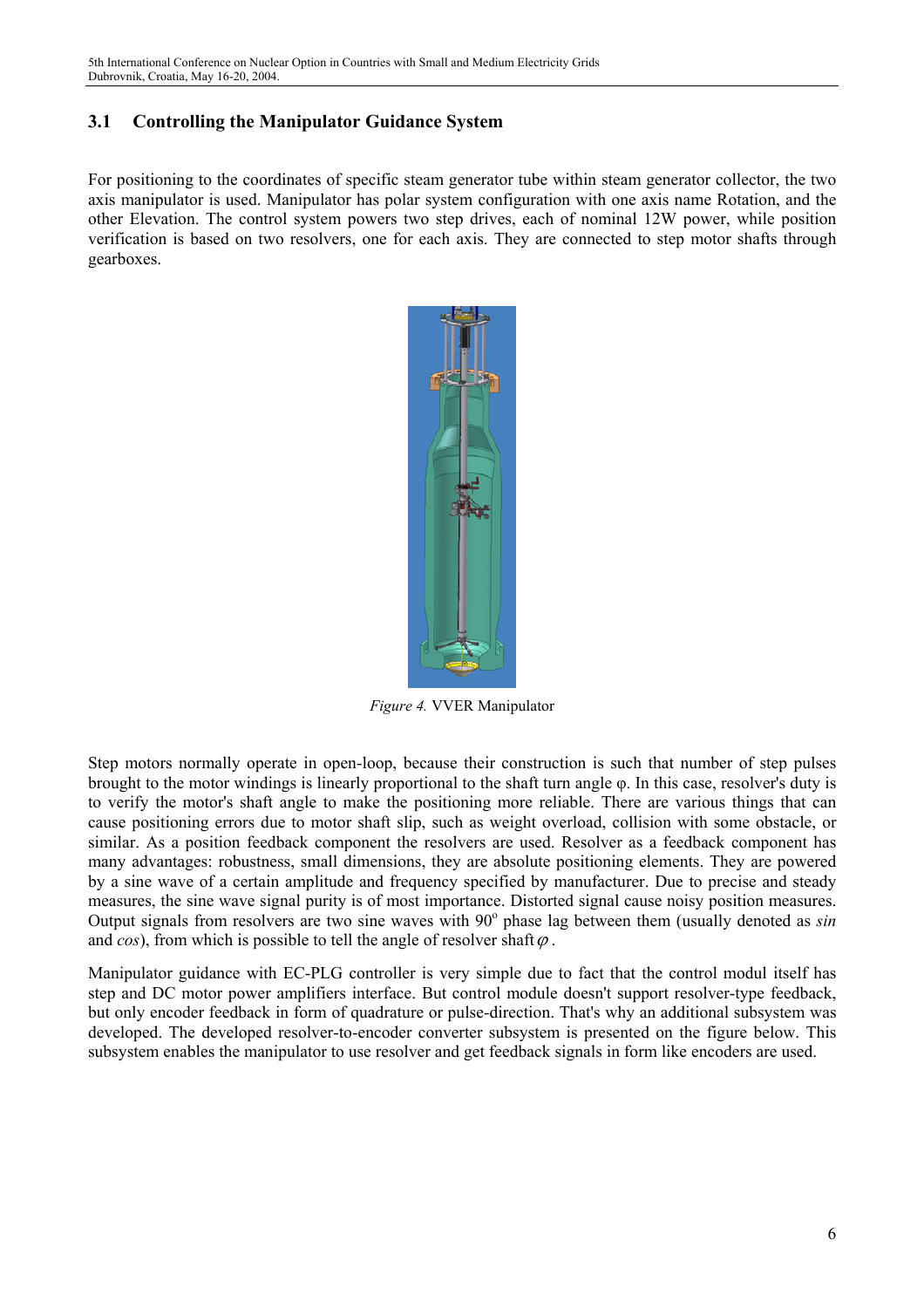### 3.1 Controlling the Manipulator Guidance System

For positioning to the coordinates of specific steam generator tube within steam generator collector, the two axis manipulator is used. Manipulator has polar system configuration with one axis name Rotation, and the other Elevation. The control system powers two step drives, each of nominal 12W power, while position verification is based on two resolvers, one for each axis. They are connected to step motor shafts through gearboxes.

*Figure 4.* VVER Manipulator

Step motors normally operate in open-loop, because their construction is such that number of step pulses brought to the motor windings is linearly proportional to the shaft turn angle $\varphi$. In this case, resolver's duty is to verify the motor's shaft angle to make the positioning more reliable. There are various things that can cause positioning errors due to motor shaft slip, such as weight overload, collision with some obstacle, or similar. As a position feedback component the resolvers are used. Resolver as a feedback component has many advantages: robustness, small dimensions, they are absolute positioning elements. They are powered by a sine wave of a certain amplitude and frequency specified by manufacturer. Due to precise and steady measures, the sine wave signal purity is of most importance. Distorted signal cause noisy position measures. Output signals from resolvers are two sine waves with $90^{o}$ phase lag between them (usually denoted as *sin* and *cos*), from which is possible to tell the angle of resolver shaft $\varphi$.

Manipulator guidance with EC-PLG controller is very simple due to fact that the control modul itself has step and DC motor power amplifiers interface. But control module doesn't support resolver-type feedback, but only encoder feedback in form of quadrature or pulse-direction. That's why an additional subsystem was developed. The developed resolver-to-encoder converter subsystem is presented on the figure below. This subsystem enables the manipulator to use resolver and get feedback signals in form like encoders are used.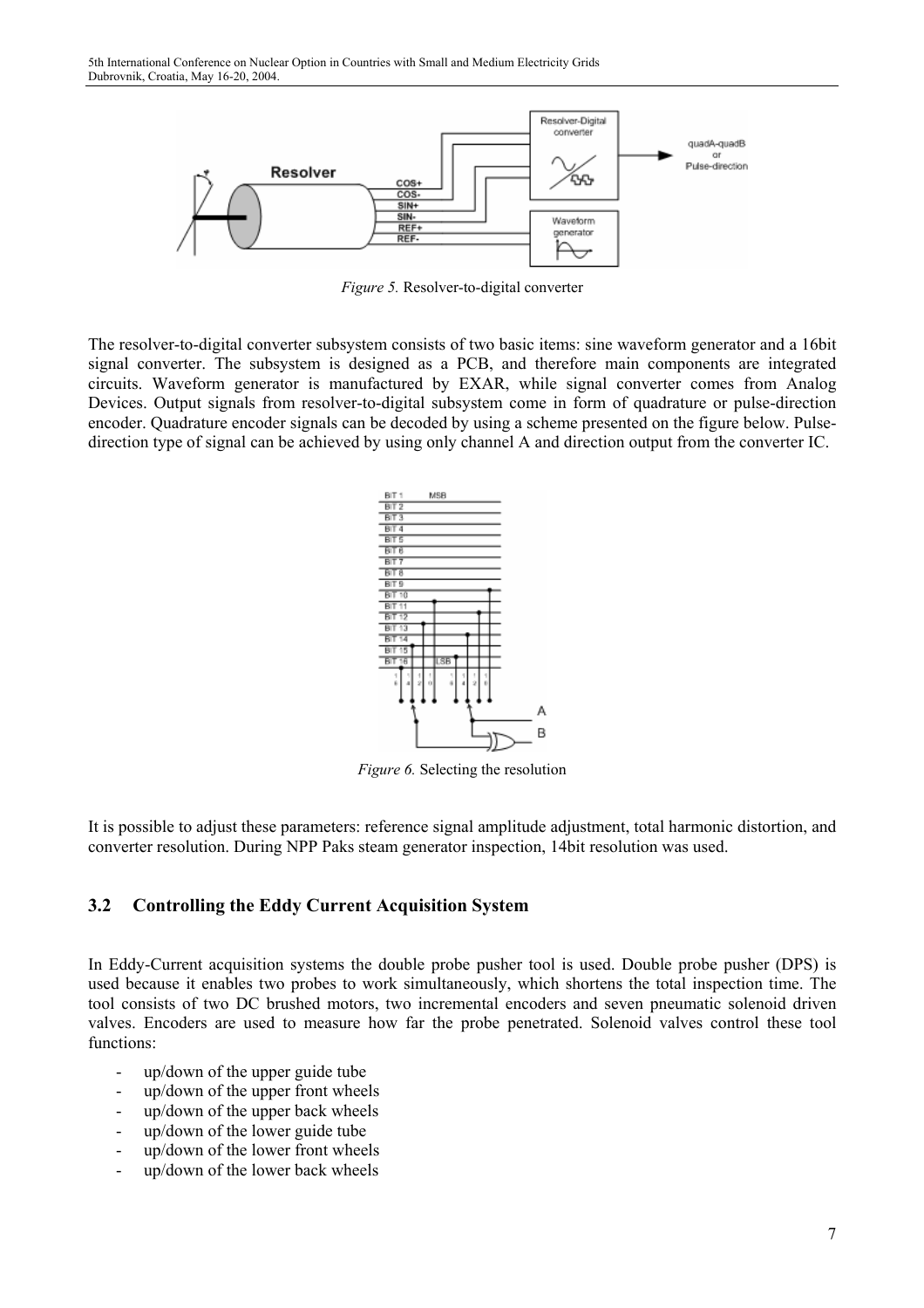*Figure 5.* Resolver-to-digital converter

The resolver-to-digital converter subsystem consists of two basic items: sine waveform generator and a 16bit signal converter. The subsystem is designed as a PCB, and therefore main components are integrated circuits. Waveform generator is manufactured by EXAR, while signal converter comes from Analog Devices. Output signals from resolver-to-digital subsystem come in form of quadrature or pulse-direction encoder. Quadrature encoder signals can be decoded by using a scheme presented on the figure below. Pulse-direction type of signal can be achieved by using only channel A and direction output from the converter IC.

*Figure 6.* Selecting the resolution

It is possible to adjust these parameters: reference signal amplitude adjustment, total harmonic distortion, and converter resolution. During NPP Paks steam generator inspection, 14bit resolution was used.

### 3.2 Controlling the Eddy Current Acquisition System

In Eddy-Current acquisition systems the double probe pusher tool is used. Double probe pusher (DPS) is used because it enables two probes to work simultaneously, which shortens the total inspection time. The tool consists of two DC brushed motors, two incremental encoders and seven pneumatic solenoid driven valves. Encoders are used to measure how far the probe penetrated. Solenoid valves control these tool functions:

- up/down of the upper guide tube
- up/down of the upper front wheels
- up/down of the upper back wheels
- up/down of the lower guide tube
- up/down of the lower front wheels
- up/down of the lower back wheels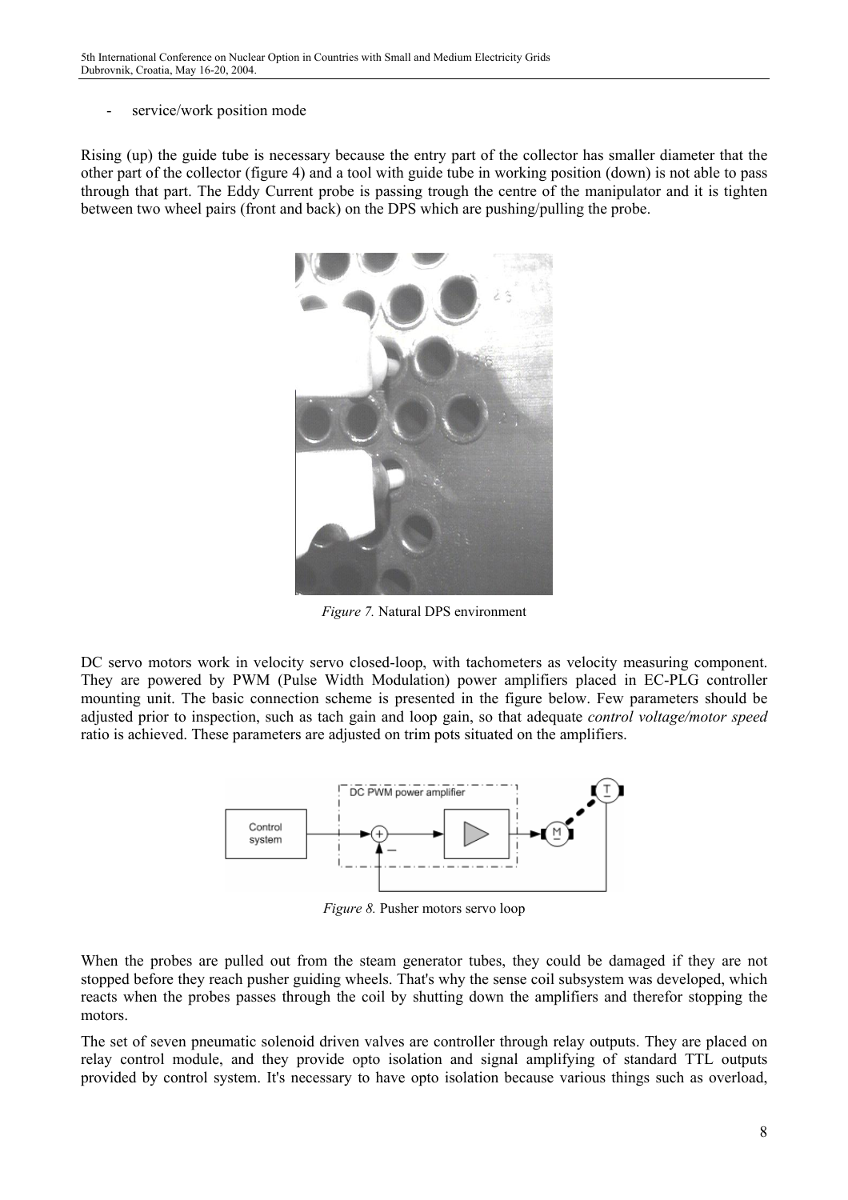- service/work position mode

Rising (up) the guide tube is necessary because the entry part of the collector has smaller diameter that the other part of the collector (figure 4) and a tool with guide tube in working position (down) is not able to pass through that part. The Eddy Current probe is passing trough the centre of the manipulator and it is tighten between two wheel pairs (front and back) on the DPS which are pushing/pulling the probe.

*Figure 7.* Natural DPS environment

DC servo motors work in velocity servo closed-loop, with tachometers as velocity measuring component. They are powered by PWM (Pulse Width Modulation) power amplifiers placed in EC-PLG controller mounting unit. The basic connection scheme is presented in the figure below. Few parameters should be adjusted prior to inspection, such as tach gain and loop gain, so that adequate *control voltage/motor speed* ratio is achieved. These parameters are adjusted on trim pots situated on the amplifiers.

*Figure 8.* Pusher motors servo loop

When the probes are pulled out from the steam generator tubes, they could be damaged if they are not stopped before they reach pusher guiding wheels. That's why the sense coil subsystem was developed, which reacts when the probes passes through the coil by shutting down the amplifiers and therefor stopping the motors.

The set of seven pneumatic solenoid driven valves are controller through relay outputs. They are placed on relay control module, and they provide opto isolation and signal amplifying of standard TTL outputs provided by control system. It's necessary to have opto isolation because various things such as overload,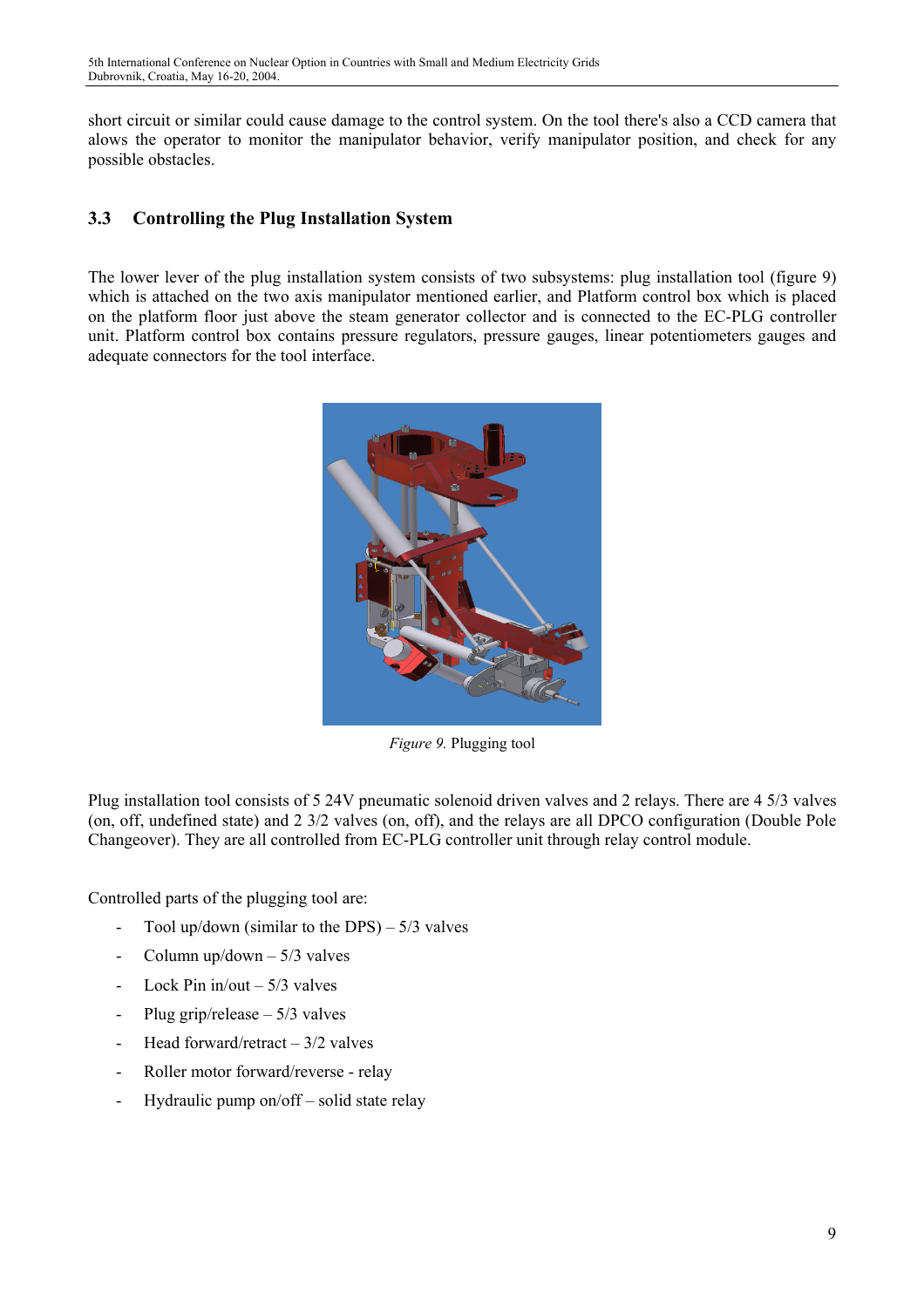short circuit or similar could cause damage to the control system. On the tool there's also a CCD camera that alows the operator to monitor the manipulator behavior, verify manipulator position, and check for any possible obstacles.

### 3.3 Controlling the Plug Installation System

The lower lever of the plug installation system consists of two subsystems: plug installation tool (figure 9) which is attached on the two axis manipulator mentioned earlier, and Platform control box which is placed on the platform floor just above the steam generator collector and is connected to the EC-PLG controller unit. Platform control box contains pressure regulators, pressure gauges, linear potentiometers gauges and adequate connectors for the tool interface.

*Figure 9.* Plugging tool

Plug installation tool consists of 5 24V pneumatic solenoid driven valves and 2 relays. There are 4 5/3 valves (on, off, undefined state) and 2 3/2 valves (on, off), and the relays are all DPCO configuration (Double Pole Changeover). They are all controlled from EC-PLG controller unit through relay control module.

Controlled parts of the plugging tool are:

- Tool up/down (similar to the DPS) – 5/3 valves
- Column up/down – 5/3 valves
- Lock Pin in/out – 5/3 valves
- Plug grip/release – 5/3 valves
- Head forward/retract – 3/2 valves
- Roller motor forward/reverse - relay
- Hydraulic pump on/off – solid state relay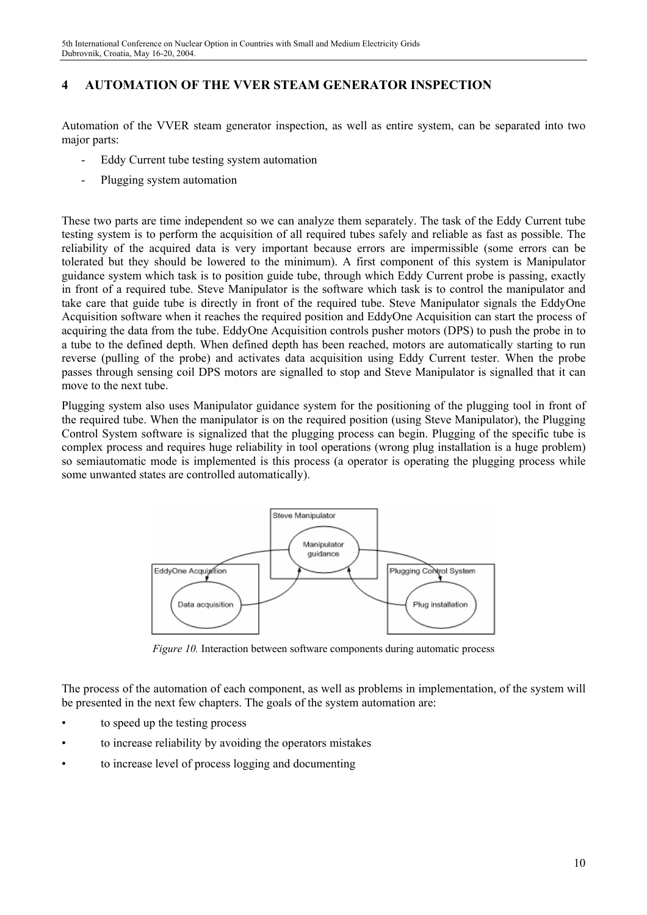## 4 AUTOMATION OF THE VVER STEAM GENERATOR INSPECTION

Automation of the VVER steam generator inspection, as well as entire system, can be separated into two major parts:

- Eddy Current tube testing system automation
- Plugging system automation

These two parts are time independent so we can analyze them separately. The task of the Eddy Current tube testing system is to perform the acquisition of all required tubes safely and reliable as fast as possible. The reliability of the acquired data is very important because errors are impermissible (some errors can be tolerated but they should be lowered to the minimum). A first component of this system is Manipulator guidance system which task is to position guide tube, through which Eddy Current probe is passing, exactly in front of a required tube. Steve Manipulator is the software which task is to control the manipulator and take care that guide tube is directly in front of the required tube. Steve Manipulator signals the EddyOne Acquisition software when it reaches the required position and EddyOne Acquisition can start the process of acquiring the data from the tube. EddyOne Acquisition controls pusher motors (DPS) to push the probe in to a tube to the defined depth. When defined depth has been reached, motors are automatically starting to run reverse (pulling of the probe) and activates data acquisition using Eddy Current tester. When the probe passes through sensing coil DPS motors are signalled to stop and Steve Manipulator is signalled that it can move to the next tube.

Plugging system also uses Manipulator guidance system for the positioning of the plugging tool in front of the required tube. When the manipulator is on the required position (using Steve Manipulator), the Plugging Control System software is signalized that the plugging process can begin. Plugging of the specific tube is complex process and requires huge reliability in tool operations (wrong plug installation is a huge problem) so semiautomatic mode is implemented is this process (a operator is operating the plugging process while some unwanted states are controlled automatically).

*Figure 10.* Interaction between software components during automatic process

The process of the automation of each component, as well as problems in implementation, of the system will be presented in the next few chapters. The goals of the system automation are:

- to speed up the testing process
- to increase reliability by avoiding the operators mistakes
- to increase level of process logging and documenting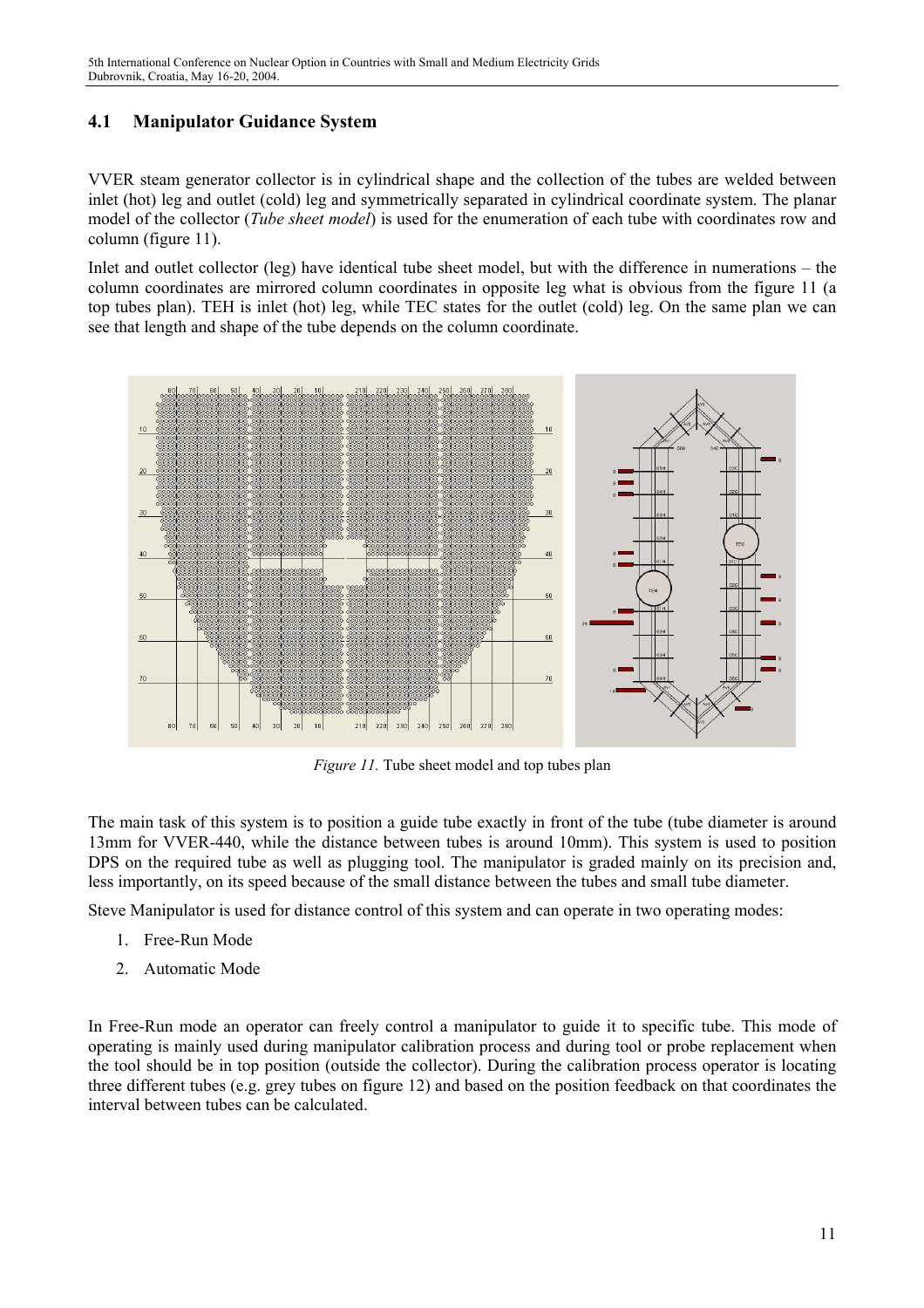### 4.1 Manipulator Guidance System

VVER steam generator collector is in cylindrical shape and the collection of the tubes are welded between inlet (hot) leg and outlet (cold) leg and symmetrically separated in cylindrical coordinate system. The planar model of the collector (*Tube sheet model*) is used for the enumeration of each tube with coordinates row and column (figure 11).

Inlet and outlet collector (leg) have identical tube sheet model, but with the difference in numerations – the column coordinates are mirrored column coordinates in opposite leg what is obvious from the figure 11 (a top tubes plan). TEH is inlet (hot) leg, while TEC states for the outlet (cold) leg. On the same plan we can see that length and shape of the tube depends on the column coordinate.

*Figure 11.* Tube sheet model and top tubes plan

The main task of this system is to position a guide tube exactly in front of the tube (tube diameter is around 13mm for VVER-440, while the distance between tubes is around 10mm). This system is used to position DPS on the required tube as well as plugging tool. The manipulator is graded mainly on its precision and, less importantly, on its speed because of the small distance between the tubes and small tube diameter.

Steve Manipulator is used for distance control of this system and can operate in two operating modes:

1. Free-Run Mode
2. Automatic Mode

In Free-Run mode an operator can freely control a manipulator to guide it to specific tube. This mode of operating is mainly used during manipulator calibration process and during tool or probe replacement when the tool should be in top position (outside the collector). During the calibration process operator is locating three different tubes (e.g. grey tubes on figure 12) and based on the position feedback on that coordinates the interval between tubes can be calculated.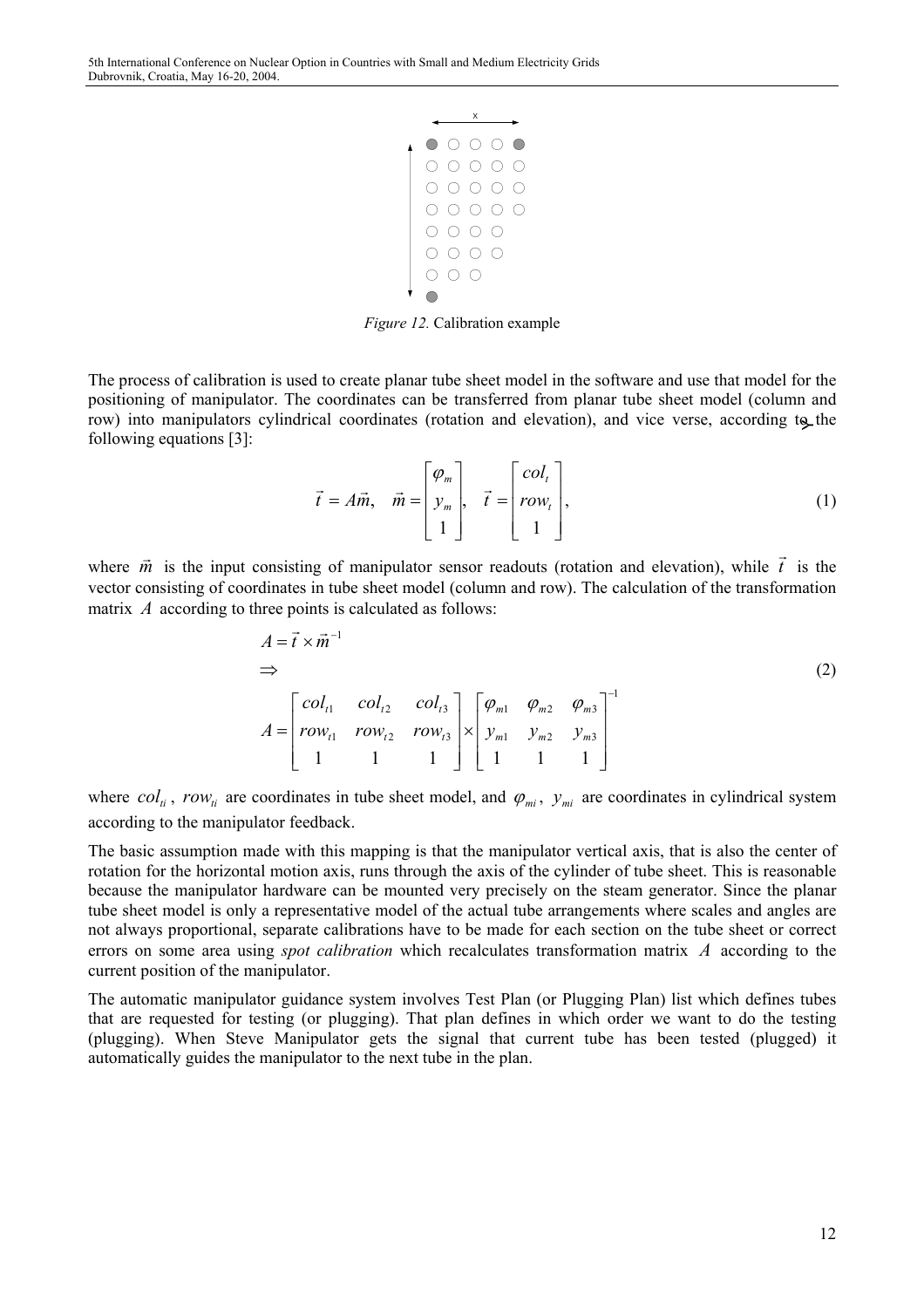*Figure 12.* Calibration example

The process of calibration is used to create planar tube sheet model in the software and use that model for the positioning of manipulator. The coordinates can be transferred from planar tube sheet model (column and row) into manipulators cylindrical coordinates (rotation and elevation), and vice verse, according to the following equations [3]:

$$\vec{t} = A\vec{m}, \quad \vec{m} = \begin{bmatrix} \varphi_m \\ y_m \\ 1 \end{bmatrix}, \quad \vec{t} = \begin{bmatrix} col_t \\ row_t \\ 1 \end{bmatrix}, \tag{1}$$

where $\vec{m}$ is the input consisting of manipulator sensor readouts (rotation and elevation), while $\vec{t}$ is the vector consisting of coordinates in tube sheet model (column and row). The calculation of the transformation matrix $A$ according to three points is calculated as follows:

$$\begin{aligned} & A = \vec{t} \times \vec{m}^{-1} \\ & \Rightarrow \\ & A = \begin{bmatrix} col_{t1} & col_{t2} & col_{t3} \\ row_{t1} & row_{t2} & row_{t3} \\ 1 & 1 & 1 \end{bmatrix} \times \begin{bmatrix} \varphi_{m1} & \varphi_{m2} & \varphi_{m3} \\ y_{m1} & y_{m2} & y_{m3} \\ 1 & 1 & 1 \end{bmatrix}^{-1} \end{aligned} \tag{2}$$

where $col_{ti}$, $row_{ti}$ are coordinates in tube sheet model, and $\varphi_{mi}$, $y_{mi}$ are coordinates in cylindrical system according to the manipulator feedback.

The basic assumption made with this mapping is that the manipulator vertical axis, that is also the center of rotation for the horizontal motion axis, runs through the axis of the cylinder of tube sheet. This is reasonable because the manipulator hardware can be mounted very precisely on the steam generator. Since the planar tube sheet model is only a representative model of the actual tube arrangements where scales and angles are not always proportional, separate calibrations have to be made for each section on the tube sheet or correct errors on some area using *spot calibration* which recalculates transformation matrix $A$ according to the current position of the manipulator.

The automatic manipulator guidance system involves Test Plan (or Plugging Plan) list which defines tubes that are requested for testing (or plugging). That plan defines in which order we want to do the testing (plugging). When Steve Manipulator gets the signal that current tube has been tested (plugged) it automatically guides the manipulator to the next tube in the plan.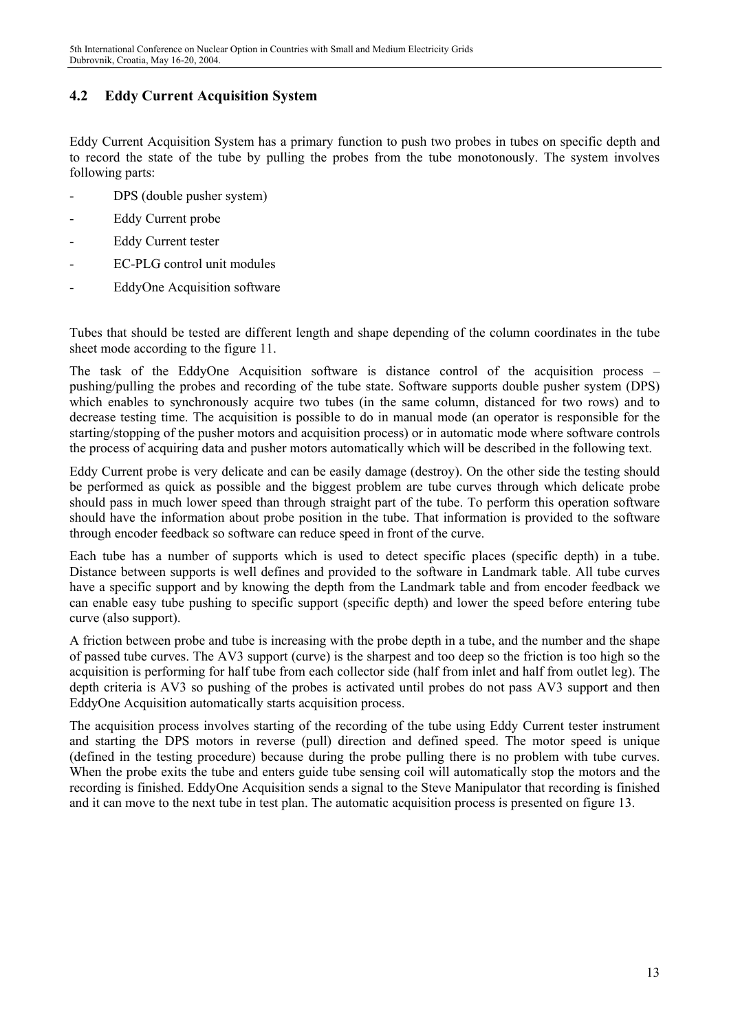## 4.2 Eddy Current Acquisition System

Eddy Current Acquisition System has a primary function to push two probes in tubes on specific depth and to record the state of the tube by pulling the probes from the tube monotonously. The system involves following parts:

- DPS (double pusher system)
- Eddy Current probe
- Eddy Current tester
- EC-PLG control unit modules
- EddyOne Acquisition software

Tubes that should be tested are different length and shape depending of the column coordinates in the tube sheet mode according to the figure 11.

The task of the EddyOne Acquisition software is distance control of the acquisition process – pushing/pulling the probes and recording of the tube state. Software supports double pusher system (DPS) which enables to synchronously acquire two tubes (in the same column, distanced for two rows) and to decrease testing time. The acquisition is possible to do in manual mode (an operator is responsible for the starting/stopping of the pusher motors and acquisition process) or in automatic mode where software controls the process of acquiring data and pusher motors automatically which will be described in the following text.

Eddy Current probe is very delicate and can be easily damage (destroy). On the other side the testing should be performed as quick as possible and the biggest problem are tube curves through which delicate probe should pass in much lower speed than through straight part of the tube. To perform this operation software should have the information about probe position in the tube. That information is provided to the software through encoder feedback so software can reduce speed in front of the curve.

Each tube has a number of supports which is used to detect specific places (specific depth) in a tube. Distance between supports is well defines and provided to the software in Landmark table. All tube curves have a specific support and by knowing the depth from the Landmark table and from encoder feedback we can enable easy tube pushing to specific support (specific depth) and lower the speed before entering tube curve (also support).

A friction between probe and tube is increasing with the probe depth in a tube, and the number and the shape of passed tube curves. The AV3 support (curve) is the sharpest and too deep so the friction is too high so the acquisition is performing for half tube from each collector side (half from inlet and half from outlet leg). The depth criteria is AV3 so pushing of the probes is activated until probes do not pass AV3 support and then EddyOne Acquisition automatically starts acquisition process.

The acquisition process involves starting of the recording of the tube using Eddy Current tester instrument and starting the DPS motors in reverse (pull) direction and defined speed. The motor speed is unique (defined in the testing procedure) because during the probe pulling there is no problem with tube curves. When the probe exits the tube and enters guide tube sensing coil will automatically stop the motors and the recording is finished. EddyOne Acquisition sends a signal to the Steve Manipulator that recording is finished and it can move to the next tube in test plan. The automatic acquisition process is presented on figure 13.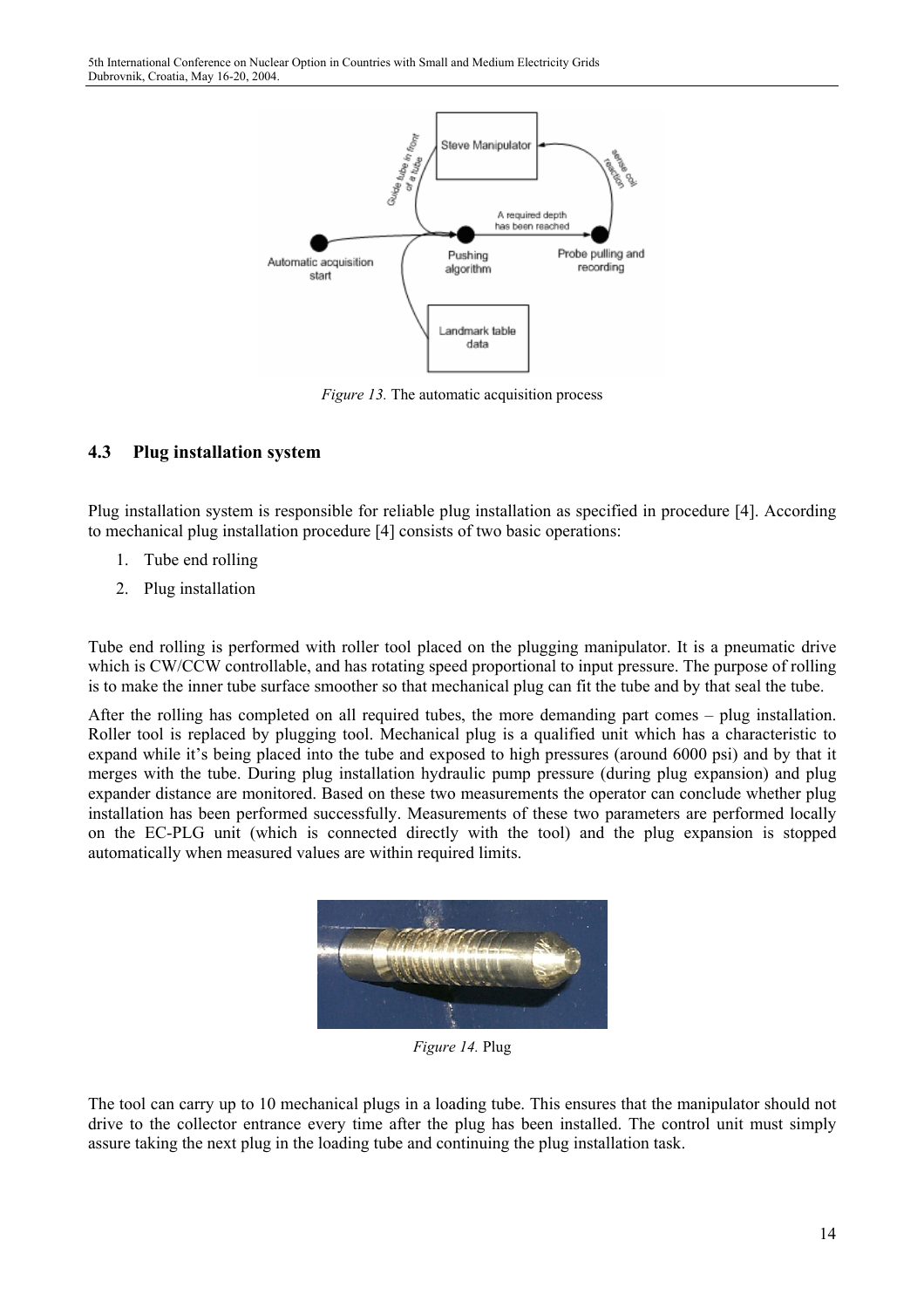*Figure 13.* The automatic acquisition process

### 4.3 Plug installation system

Plug installation system is responsible for reliable plug installation as specified in procedure [4]. According to mechanical plug installation procedure [4] consists of two basic operations:

1. Tube end rolling
2. Plug installation

Tube end rolling is performed with roller tool placed on the plugging manipulator. It is a pneumatic drive which is CW/CCW controllable, and has rotating speed proportional to input pressure. The purpose of rolling is to make the inner tube surface smoother so that mechanical plug can fit the tube and by that seal the tube.

After the rolling has completed on all required tubes, the more demanding part comes – plug installation. Roller tool is replaced by plugging tool. Mechanical plug is a qualified unit which has a characteristic to expand while it's being placed into the tube and exposed to high pressures (around 6000 psi) and by that it merges with the tube. During plug installation hydraulic pump pressure (during plug expansion) and plug expander distance are monitored. Based on these two measurements the operator can conclude whether plug installation has been performed successfully. Measurements of these two parameters are performed locally on the EC-PLG unit (which is connected directly with the tool) and the plug expansion is stopped automatically when measured values are within required limits.

*Figure 14.* Plug

The tool can carry up to 10 mechanical plugs in a loading tube. This ensures that the manipulator should not drive to the collector entrance every time after the plug has been installed. The control unit must simply assure taking the next plug in the loading tube and continuing the plug installation task.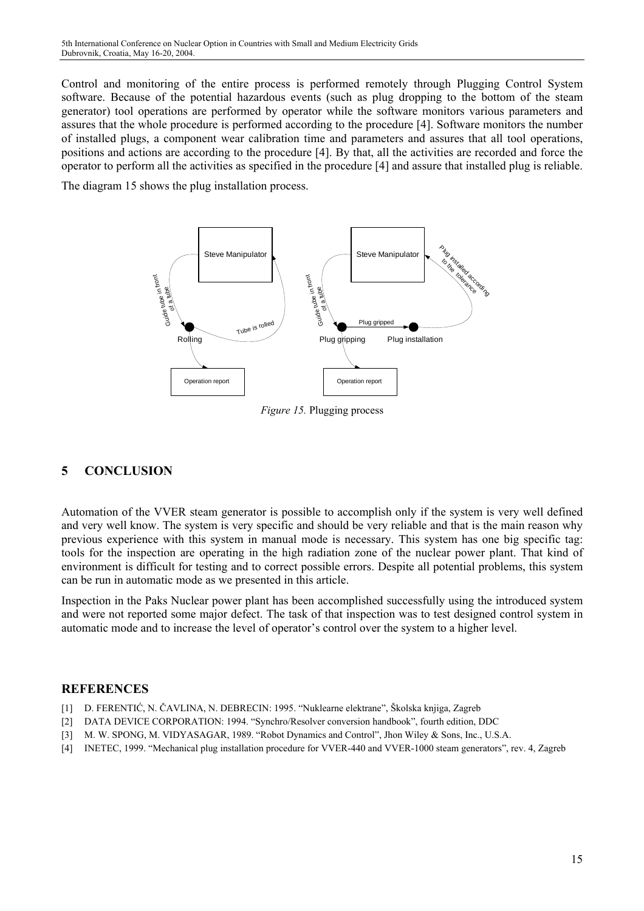Control and monitoring of the entire process is performed remotely through Plugging Control System software. Because of the potential hazardous events (such as plug dropping to the bottom of the steam generator) tool operations are performed by operator while the software monitors various parameters and assures that the whole procedure is performed according to the procedure [4]. Software monitors the number of installed plugs, a component wear calibration time and parameters and assures that all tool operations, positions and actions are according to the procedure [4]. By that, all the activities are recorded and force the operator to perform all the activities as specified in the procedure [4] and assure that installed plug is reliable.

The diagram 15 shows the plug installation process.

Steve Manipulator

Guide tube in front of a tube

Rolling

Tube is rolled

Operation report

Steve Manipulator

Guide tube in front of a tube

Plug gripping

Plug gripped

Plug installation

Plug installed according to the tolerance

Operation report

*Figure 15.* Plugging process

## 5 CONCLUSION

Automation of the VVER steam generator is possible to accomplish only if the system is very well defined and very well know. The system is very specific and should be very reliable and that is the main reason why previous experience with this system in manual mode is necessary. This system has one big specific tag: tools for the inspection are operating in the high radiation zone of the nuclear power plant. That kind of environment is difficult for testing and to correct possible errors. Despite all potential problems, this system can be run in automatic mode as we presented in this article.

Inspection in the Paks Nuclear power plant has been accomplished successfully using the introduced system and were not reported some major defect. The task of that inspection was to test designed control system in automatic mode and to increase the level of operator's control over the system to a higher level.

## REFERENCES

[1] D. FERENTIĆ, N. ČAVLINA, N. DEBRECIN: 1995. "Nuklearne elektrane", Školska knjiga, Zagreb

[2] DATA DEVICE CORPORATION: 1994. "Synchro/Resolver conversion handbook", fourth edition, DDC

[3] M. W. SPONG, M. VIDYASAGAR, 1989. "Robot Dynamics and Control", Jhon Wiley & Sons, Inc., U.S.A.

[4] INETEC, 1999. "Mechanical plug installation procedure for VVER-440 and VVER-1000 steam generators", rev. 4, Zagreb